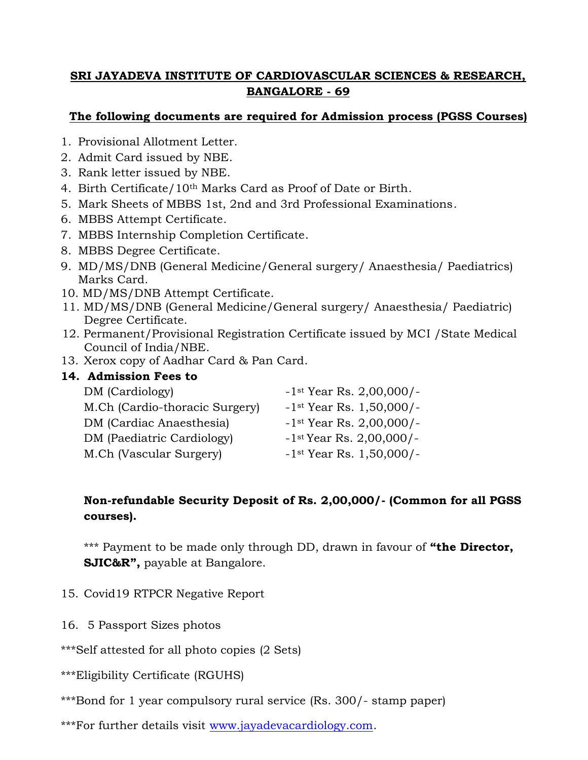**SRI JAYADEVA INSTITUTE OF CARDIOVASCULAR SCIENCES & RESEARCH, BANGALORE - 69**

**The following documents are required for Admission process (PGSS Courses)**

1. Provisional Allotment Letter.
2. Admit Card issued by NBE.
3. Rank letter issued by NBE.
4. Birth Certificate/10th Marks Card as Proof of Date or Birth.
5. Mark Sheets of MBBS 1st, 2nd and 3rd Professional Examinations.
6. MBBS Attempt Certificate.
7. MBBS Internship Completion Certificate.
8. MBBS Degree Certificate.
9. MD/MS/DNB (General Medicine/General surgery/ Anaesthesia/ Paediatrics) Marks Card.
10. MD/MS/DNB Attempt Certificate.
11. MD/MS/DNB (General Medicine/General surgery/ Anaesthesia/ Paediatric) Degree Certificate.
12. Permanent/Provisional Registration Certificate issued by MCI /State Medical Council of India/NBE.
13. Xerox copy of Aadhar Card & Pan Card.
14. **Admission Fees to**

| | |
|---|---|
| DM (Cardiology) | -1st Year Rs. 2,00,000/- |
| M.Ch (Cardio-thoracic Surgery) | -1st Year Rs. 1,50,000/- |
| DM (Cardiac Anaesthesia) | -1st Year Rs. 2,00,000/- |
| DM (Paediatric Cardiology) | -1st Year Rs. 2,00,000/- |
| M.Ch (Vascular Surgery) | -1st Year Rs. 1,50,000/- |

**Non-refundable Security Deposit of Rs. 2,00,000/- (Common for all PGSS courses).**

*** Payment to be made only through DD, drawn in favour of **"the Director, SJIC&R",** payable at Bangalore.

15. Covid19 RTPCR Negative Report
16. 5 Passport Sizes photos

***Self attested for all photo copies (2 Sets)

***Eligibility Certificate (RGUHS)

***Bond for 1 year compulsory rural service (Rs. 300/- stamp paper)

***For further details visit www.jayadevacardiology.com.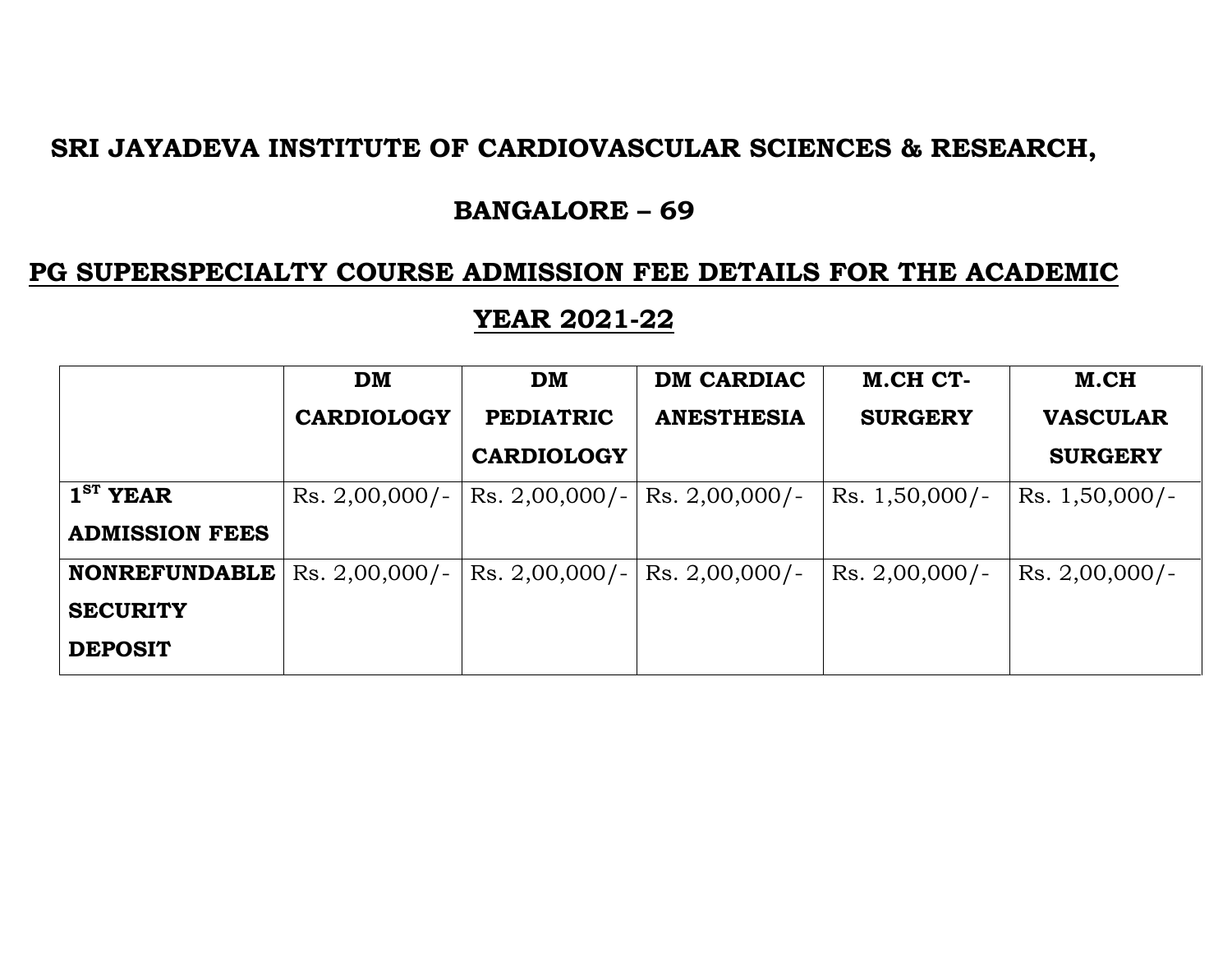# SRI JAYADEVA INSTITUTE OF CARDIOVASCULAR SCIENCES & RESEARCH,

# BANGALORE – 69

## PG SUPERSPECIALTY COURSE ADMISSION FEE DETAILS FOR THE ACADEMIC YEAR 2021-22

| | DM CARDIOLOGY | DM PEDIATRIC CARDIOLOGY | DM CARDIAC ANESTHESIA | M.CH CT-SURGERY | M.CH VASCULAR SURGERY |
|---|---|---|---|---|---|
| **1ST YEAR ADMISSION FEES** | Rs. 2,00,000/- | Rs. 2,00,000/- | Rs. 2,00,000/- | Rs. 1,50,000/- | Rs. 1,50,000/- |
| **NONREFUNDABLE SECURITY DEPOSIT** | Rs. 2,00,000/- | Rs. 2,00,000/- | Rs. 2,00,000/- | Rs. 2,00,000/- | Rs. 2,00,000/- |